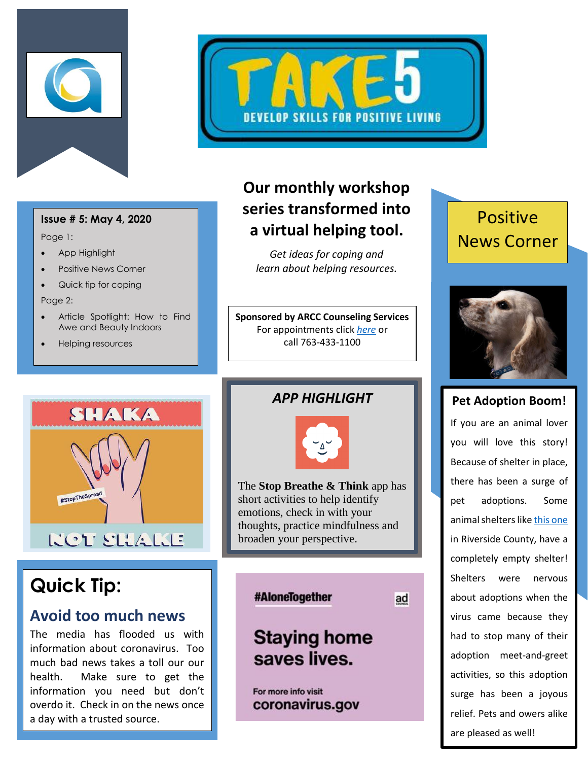# TAKE 5

DEVELOP SKILLS FOR POSITIVE LIVING

**Issue # 5: May 4, 2020**

Page 1:

- App Highlight
- Positive News Corner
- Quick tip for coping

Page 2:

- Article Spotlight: How to Find Awe and Beauty Indoors
- Helping resources

## Our monthly workshop series transformed into a virtual helping tool.

*Get ideas for coping and learn about helping resources.*

**Sponsored by ARCC Counseling Services**
For appointments click *here* or call 763-433-1100

SHAKA

#StopTheSpread

NOT SHAKE

### *APP HIGHLIGHT*

The **Stop Breathe & Think** app has short activities to help identify emotions, check in with your thoughts, practice mindfulness and broaden your perspective.

## Quick Tip:

### Avoid too much news

The media has flooded us with information about coronavirus. Too much bad news takes a toll our our health. Make sure to get the information you need but don't overdo it. Check in on the news once a day with a trusted source.

#AloneTogether

ad

**Staying home saves lives.**

For more info visit
**coronavirus.gov**

## Positive News Corner

### Pet Adoption Boom!

If you are an animal lover you will love this story! Because of shelter in place, there has been a surge of pet adoptions. Some animal shelters like this one in Riverside County, have a completely empty shelter! Shelters were nervous about adoptions when the virus came because they had to stop many of their adoption meet-and-greet activities, so this adoption surge has been a joyous relief. Pets and owers alike are pleased as well!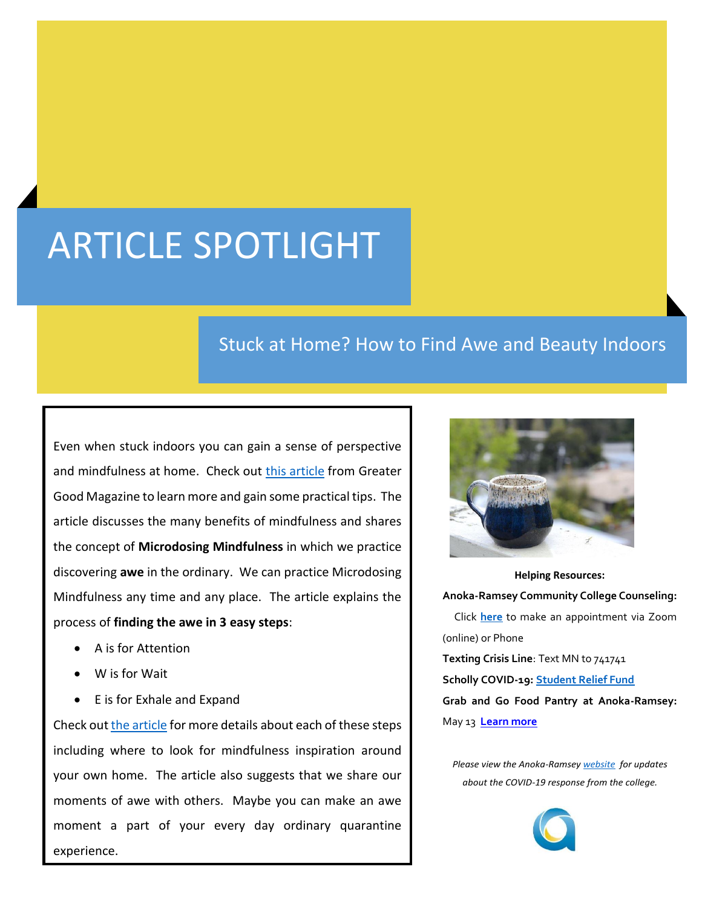# ARTICLE SPOTLIGHT

## Stuck at Home? How to Find Awe and Beauty Indoors

Even when stuck indoors you can gain a sense of perspective and mindfulness at home. Check out this article from Greater Good Magazine to learn more and gain some practical tips. The article discusses the many benefits of mindfulness and shares the concept of **Microdosing Mindfulness** in which we practice discovering **awe** in the ordinary. We can practice Microdosing Mindfulness any time and any place. The article explains the process of **finding the awe in 3 easy steps**:

- A is for Attention
- W is for Wait
- E is for Exhale and Expand

Check out the article for more details about each of these steps including where to look for mindfulness inspiration around your own home. The article also suggests that we share our moments of awe with others. Maybe you can make an awe moment a part of your every day ordinary quarantine experience.

**Helping Resources:**

**Anoka-Ramsey Community College Counseling:** Click **here** to make an appointment via Zoom (online) or Phone

**Texting Crisis Line**: Text MN to 741741

**Scholly COVID-19: Student Relief Fund**

**Grab and Go Food Pantry at Anoka-Ramsey:** May 13 **Learn more**

*Please view the Anoka-Ramsey website for updates about the COVID-19 response from the college.*